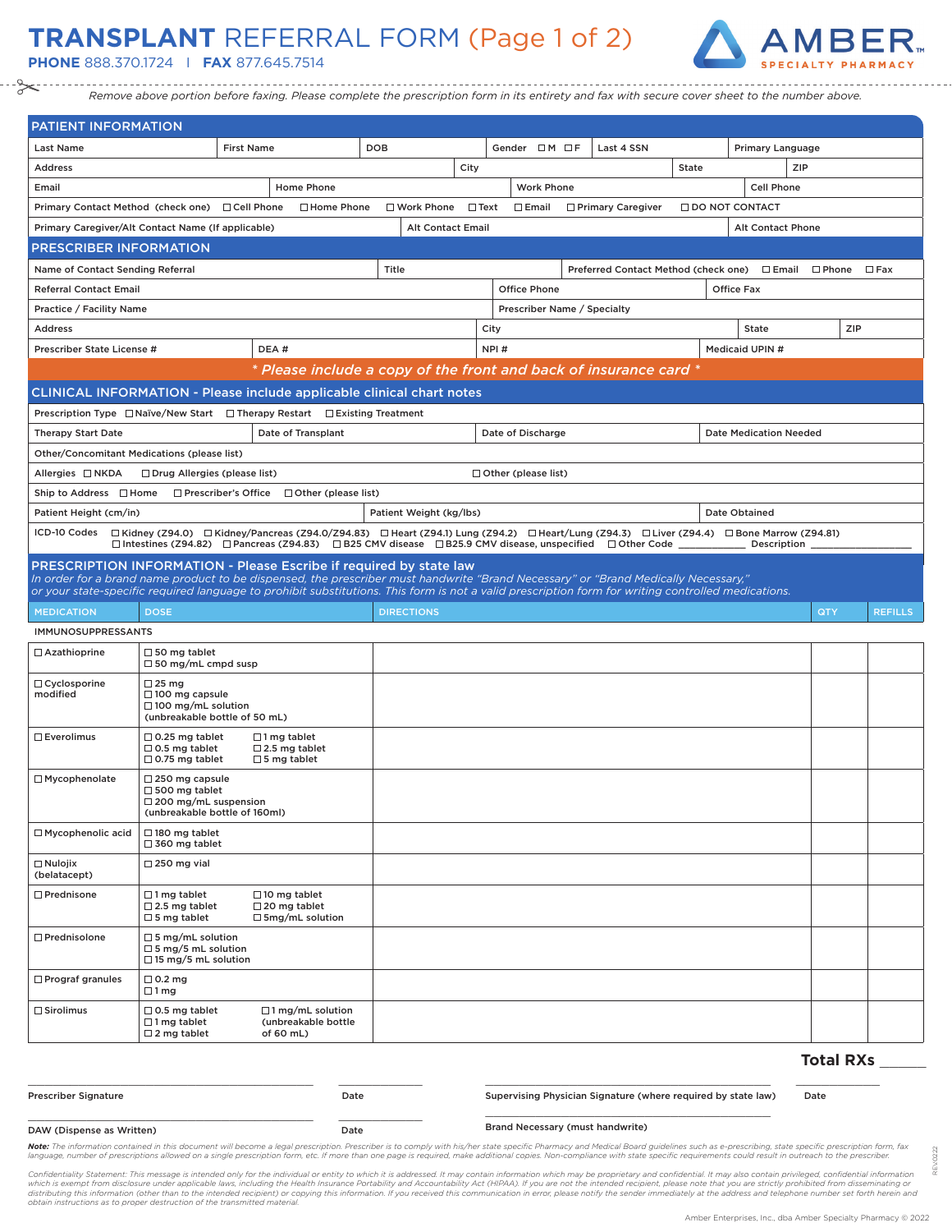# TRANSPLANT REFERRAL FORM (Page 1 of 2)

**AMBER** SPECIALTY PHARMACY

**PHONE** 888.370.1724 | **FAX** 877.645.7514

*Remove above portion before faxing. Please complete the prescription form in its entirety and fax with secure cover sheet to the number above.*

## PATIENT INFORMATION

| Last Name | First Name | DOB | Gender ☐M ☐F | Last 4 SSN | Primary Language |
|---|---|---|---|---|---|
| Address | | City | | State | ZIP |
| Email | Home Phone | Work Phone | | Cell Phone | |

Primary Contact Method (check one) ☐Cell Phone ☐Home Phone ☐Work Phone ☐Text ☐Email ☐Primary Caregiver ☐DO NOT CONTACT

| Primary Caregiver/Alt Contact Name (If applicable) | Alt Contact Email | Alt Contact Phone |
|---|---|---|

## PRESCRIBER INFORMATION

| Name of Contact Sending Referral | Title | Preferred Contact Method (check one) ☐Email ☐Phone ☐Fax |
|---|---|---|
| Referral Contact Email | Office Phone | Office Fax |
| Practice / Facility Name | Prescriber Name / Specialty | |

| Address | City | State | ZIP |
|---|---|---|---|
| Prescriber State License # | DEA # | NPI # | Medicaid UPIN # |

***\* Please include a copy of the front and back of insurance card \****

## CLINICAL INFORMATION - Please include applicable clinical chart notes

Prescription Type ☐Naïve/New Start ☐Therapy Restart ☐Existing Treatment

| Therapy Start Date | Date of Transplant | Date of Discharge | Date Medication Needed |
|---|---|---|---|

Other/Concomitant Medications (please list)

Allergies ☐NKDA ☐Drug Allergies (please list) ☐Other (please list)

Ship to Address ☐Home ☐Prescriber's Office ☐Other (please list)

| Patient Height (cm/in) | Patient Weight (kg/lbs) | Date Obtained |
|---|---|---|

ICD-10 Codes ☐Kidney (Z94.0) ☐Kidney/Pancreas (Z94.0/Z94.83) ☐Heart (Z94.1) Lung (Z94.2) ☐Heart/Lung (Z94.3) ☐Liver (Z94.4) ☐Bone Marrow (Z94.81) ☐Intestines (Z94.82) ☐Pancreas (Z94.83) ☐B25 CMV disease ☐B25.9 CMV disease, unspecified ☐Other Code ________ Description ________________

## PRESCRIPTION INFORMATION - Please Escribe if required by state law

*In order for a brand name product to be dispensed, the prescriber must handwrite "Brand Necessary" or "Brand Medically Necessary," or your state-specific required language to prohibit substitutions. This form is not a valid prescription form for writing controlled medications.*

| MEDICATION | DOSE | DIRECTIONS | QTY | REFILLS |
|---|---|---|---|---|
| **IMMUNOSUPPRESSANTS** | | | | |
| ☐Azathioprine | ☐50 mg tablet<br>☐50 mg/mL cmpd susp | | | |
| ☐Cyclosporine modified | ☐25 mg<br>☐100 mg capsule<br>☐100 mg/mL solution (unbreakable bottle of 50 mL) | | | |
| ☐Everolimus | ☐0.25 mg tablet<br>☐0.5 mg tablet<br>☐0.75 mg tablet<br>☐1 mg tablet<br>☐2.5 mg tablet<br>☐5 mg tablet | | | |
| ☐Mycophenolate | ☐250 mg capsule<br>☐500 mg tablet<br>☐200 mg/mL suspension (unbreakable bottle of 160ml) | | | |
| ☐Mycophenolic acid | ☐180 mg tablet<br>☐360 mg tablet | | | |
| ☐Nulojix (belatacept) | ☐250 mg vial | | | |
| ☐Prednisone | ☐1 mg tablet<br>☐2.5 mg tablet<br>☐5 mg tablet<br>☐10 mg tablet<br>☐20 mg tablet<br>☐5mg/mL solution | | | |
| ☐Prednisolone | ☐5 mg/mL solution<br>☐5 mg/5 mL solution<br>☐15 mg/5 mL solution | | | |
| ☐Prograf granules | ☐0.2 mg<br>☐1 mg | | | |
| ☐Sirolimus | ☐0.5 mg tablet<br>☐1 mg tablet<br>☐2 mg tablet<br>☐1 mg/mL solution (unbreakable bottle of 60 mL) | | | |

**Total RXs** ______

Prescriber Signature ____________ Date ________ Supervising Physician Signature (where required by state law) ____________ Date ________

DAW (Dispense as Written) ____________ Date ________ Brand Necessary (must handwrite) ____________

***Note:*** *The information contained in this document will become a legal prescription. Prescriber is to comply with his/her state specific Pharmacy and Medical Board guidelines such as e-prescribing, state specific prescription form, fax language, number of prescriptions allowed on a single prescription form, etc. If more than one page is required, make additional copies. Non-compliance with state specific requirements could result in outreach to the prescriber.*

*Confidentiality Statement: This message is intended only for the individual or entity to which it is addressed. It may contain information which may be proprietary and confidential. It may also contain privileged, confidential information which is exempt from disclosure under applicable laws, including the Health Insurance Portability and Accountability Act (HIPAA). If you are not the intended recipient, please note that you are strictly prohibited from disseminating or distributing this information (other than to the intended recipient) or copying this information. If you received this communication in error, please notify the sender immediately at the address and telephone number set forth herein and obtain instructions as to proper destruction of the transmitted material.*

REX0222

Amber Enterprises, Inc., dba Amber Specialty Pharmacy © 2022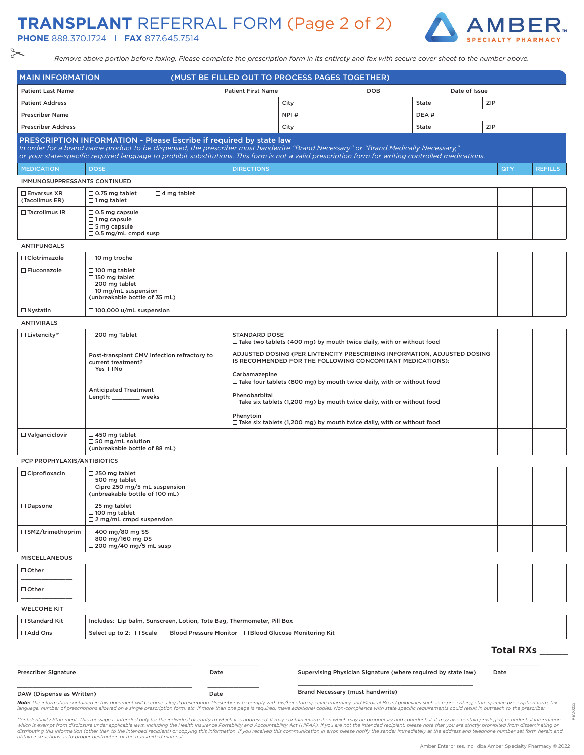# TRANSPLANT REFERRAL FORM (Page 2 of 2)

**PHONE** 888.370.1724 | **FAX** 877.645.7514

AMBER SPECIALTY PHARMACY

*Remove above portion before faxing. Please complete the prescription form in its entirety and fax with secure cover sheet to the number above.*

## MAIN INFORMATION (MUST BE FILLED OUT TO PROCESS PAGES TOGETHER)

| | | | |
|---|---|---|---|
| Patient Last Name | Patient First Name | DOB | Date of Issue |
| Patient Address | City | State | ZIP |
| Prescriber Name | NPI # | DEA # | |
| Prescriber Address | City | State | ZIP |

## PRESCRIPTION INFORMATION - Please Escribe if required by state law

*In order for a brand name product to be dispensed, the prescriber must handwrite "Brand Necessary" or "Brand Medically Necessary," or your state-specific required language to prohibit substitutions. This form is not a valid prescription form for writing controlled medications.*

| MEDICATION | DOSE | DIRECTIONS | QTY | REFILLS |
|---|---|---|---|---|
| **IMMUNOSUPPRESSANTS CONTINUED** | | | | |
| ☐ Envarsus XR (Tacolimus ER) | ☐ 0.75 mg tablet ☐ 4 mg tablet ☐ 1 mg tablet | | | |
| ☐ Tacrolimus IR | ☐ 0.5 mg capsule ☐ 1 mg capsule ☐ 5 mg capsule ☐ 0.5 mg/mL cmpd susp | | | |
| **ANTIFUNGALS** | | | | |
| ☐ Clotrimazole | ☐ 10 mg troche | | | |
| ☐ Fluconazole | ☐ 100 mg tablet ☐ 150 mg tablet ☐ 200 mg tablet ☐ 10 mg/mL suspension (unbreakable bottle of 35 mL) | | | |
| ☐ Nystatin | ☐ 100,000 u/mL suspension | | | |
| **ANTIVIRALS** | | | | |
| ☐ Livtencity™ | ☐ 200 mg Tablet | STANDARD DOSE ☐ Take two tablets (400 mg) by mouth twice daily, with or without food | | |
| | Post-transplant CMV infection refractory to current treatment? ☐ Yes ☐ No<br>Anticipated Treatment Length: ________ weeks | ADJUSTED DOSING (PER LIVTENCITY PRESCRIBING INFORMATION, ADJUSTED DOSING IS RECOMMENDED FOR THE FOLLOWING CONCOMITANT MEDICATIONS):<br>Carbamazepine ☐ Take four tablets (800 mg) by mouth twice daily, with or without food<br>Phenobarbital ☐ Take six tablets (1,200 mg) by mouth twice daily, with or without food<br>Phenytoin ☐ Take six tablets (1,200 mg) by mouth twice daily, with or without food | | |
| ☐ Valganciclovir | ☐ 450 mg tablet ☐ 50 mg/mL solution (unbreakable bottle of 88 mL) | | | |
| **PCP PROPHYLAXIS/ANTIBIOTICS** | | | | |
| ☐ Ciprofloxacin | ☐ 250 mg tablet ☐ 500 mg tablet ☐ Cipro 250 mg/5 mL suspension (unbreakable bottle of 100 mL) | | | |
| ☐ Dapsone | ☐ 25 mg tablet ☐ 100 mg tablet ☐ 2 mg/mL cmpd suspension | | | |
| ☐ SMZ/trimethoprim | ☐ 400 mg/80 mg SS ☐ 800 mg/160 mg DS ☐ 200 mg/40 mg/5 mL susp | | | |
| **MISCELLANEOUS** | | | | |
| ☐ Other ____________ | | | | |
| ☐ Other ____________ | | | | |

**WELCOME KIT**

| | |
|---|---|
| ☐ Standard Kit | Includes: Lip balm, Sunscreen, Lotion, Tote Bag, Thermometer, Pill Box |
| ☐ Add Ons | Select up to 2: ☐ Scale ☐ Blood Pressure Monitor ☐ Blood Glucose Monitoring Kit |

**Total RXs** ______

Prescriber Signature ____________ Date ________

Supervising Physician Signature (where required by state law) ____________ Date ________

DAW (Dispense as Written) ____________ Date ________

Brand Necessary (must handwrite) ____________

***Note:*** *The information contained in this document will become a legal prescription. Prescriber is to comply with his/her state specific Pharmacy and Medical Board guidelines such as e-prescribing, state specific prescription form, fax language, number of prescriptions allowed on a single prescription form, etc. If more than one page is required, make additional copies. Non-compliance with state specific requirements could result in outreach to the prescriber.*

*Confidentiality Statement: This message is intended only for the individual or entity to which it is addressed. It may contain information which may be proprietary and confidential. It may also contain privileged, confidential information which is exempt from disclosure under applicable laws, including the Health Insurance Portability and Accountability Act (HIPAA). If you are not the intended recipient, please note that you are strictly prohibited from disseminating or distributing this information (other than to the intended recipient) or copying this information. If you received this communication in error, please notify the sender immediately at the address and telephone number set forth herein and obtain instructions as to proper destruction of the transmitted material.*

REX0222

Amber Enterprises, Inc., dba Amber Specialty Pharmacy © 2022